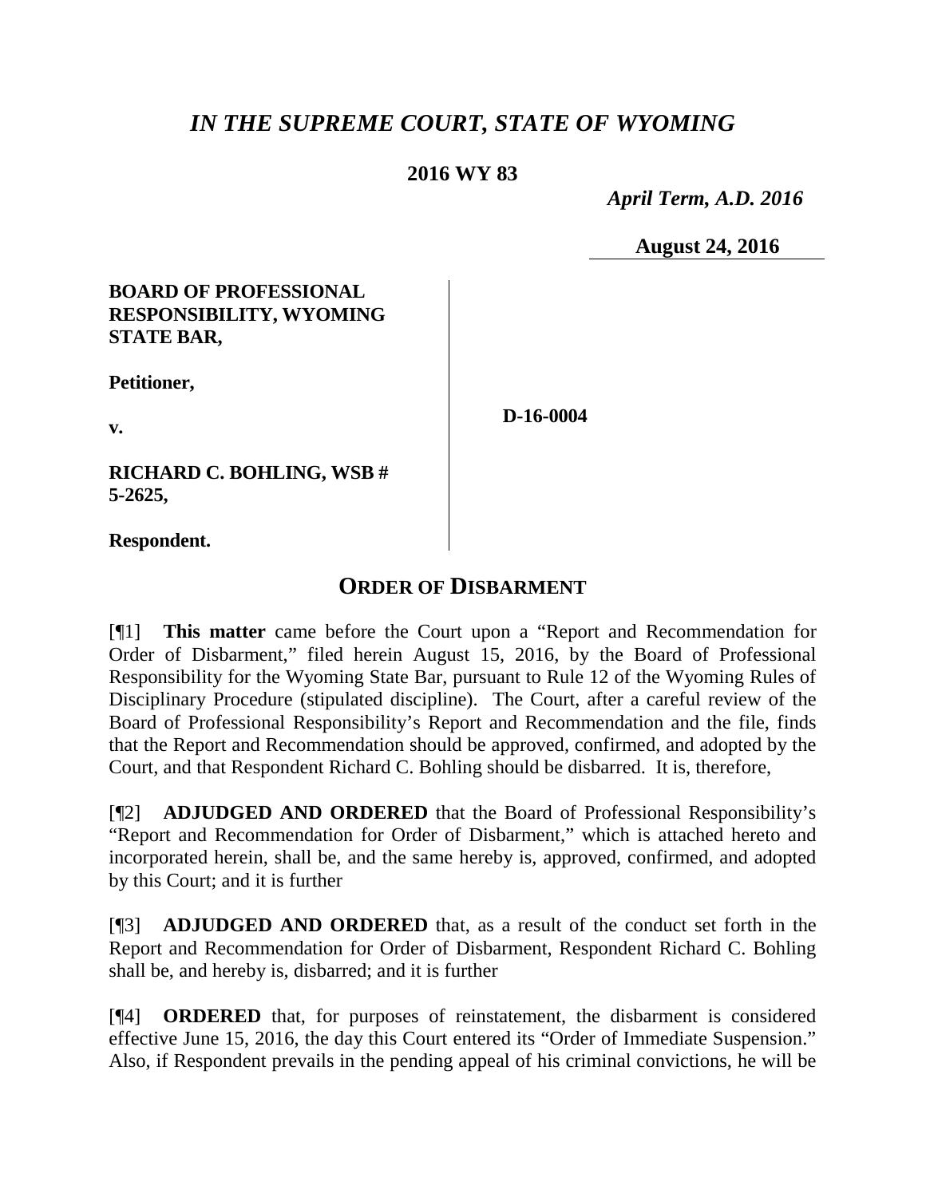# *IN THE SUPREME COURT, STATE OF WYOMING*

**2016 WY 83**

*April Term, A.D. 2016*

**August 24, 2016**

**BOARD OF PROFESSIONAL RESPONSIBILITY, WYOMING STATE BAR,**

**Petitioner,**

**v.**

**RICHARD C. BOHLING, WSB # 5-2625,**

**Respondent.**

**D-16-0004**

## ORDER OF DISBARMENT

[¶1] **This matter** came before the Court upon a "Report and Recommendation for Order of Disbarment," filed herein August 15, 2016, by the Board of Professional Responsibility for the Wyoming State Bar, pursuant to Rule 12 of the Wyoming Rules of Disciplinary Procedure (stipulated discipline). The Court, after a careful review of the Board of Professional Responsibility's Report and Recommendation and the file, finds that the Report and Recommendation should be approved, confirmed, and adopted by the Court, and that Respondent Richard C. Bohling should be disbarred. It is, therefore,

[¶2] **ADJUDGED AND ORDERED** that the Board of Professional Responsibility's "Report and Recommendation for Order of Disbarment," which is attached hereto and incorporated herein, shall be, and the same hereby is, approved, confirmed, and adopted by this Court; and it is further

[¶3] **ADJUDGED AND ORDERED** that, as a result of the conduct set forth in the Report and Recommendation for Order of Disbarment, Respondent Richard C. Bohling shall be, and hereby is, disbarred; and it is further

[¶4] **ORDERED** that, for purposes of reinstatement, the disbarment is considered effective June 15, 2016, the day this Court entered its "Order of Immediate Suspension." Also, if Respondent prevails in the pending appeal of his criminal convictions, he will be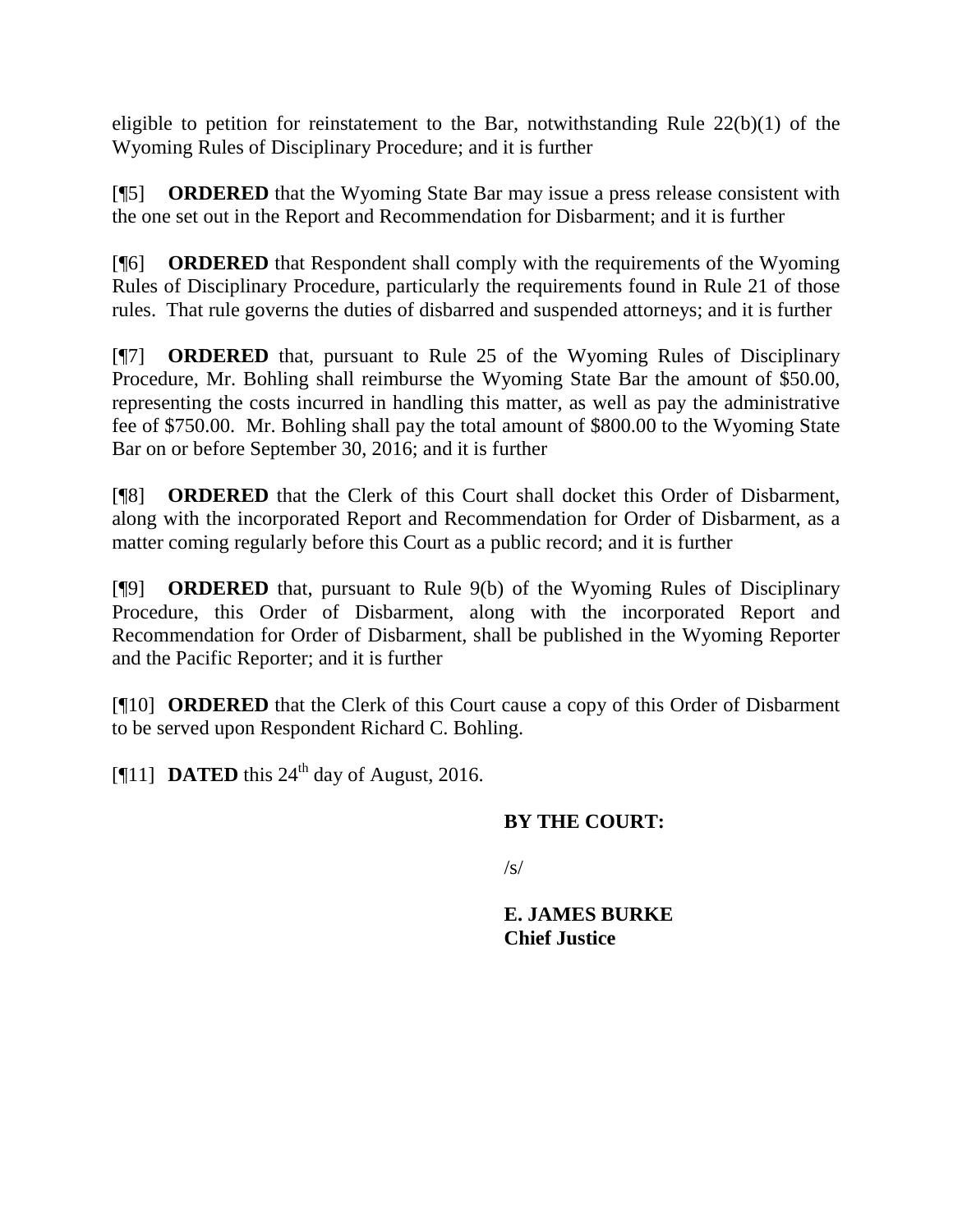eligible to petition for reinstatement to the Bar, notwithstanding Rule 22(b)(1) of the Wyoming Rules of Disciplinary Procedure; and it is further

[¶5] **ORDERED** that the Wyoming State Bar may issue a press release consistent with the one set out in the Report and Recommendation for Disbarment; and it is further

[¶6] **ORDERED** that Respondent shall comply with the requirements of the Wyoming Rules of Disciplinary Procedure, particularly the requirements found in Rule 21 of those rules. That rule governs the duties of disbarred and suspended attorneys; and it is further

[¶7] **ORDERED** that, pursuant to Rule 25 of the Wyoming Rules of Disciplinary Procedure, Mr. Bohling shall reimburse the Wyoming State Bar the amount of $50.00, representing the costs incurred in handling this matter, as well as pay the administrative fee of $750.00. Mr. Bohling shall pay the total amount of $800.00 to the Wyoming State Bar on or before September 30, 2016; and it is further

[¶8] **ORDERED** that the Clerk of this Court shall docket this Order of Disbarment, along with the incorporated Report and Recommendation for Order of Disbarment, as a matter coming regularly before this Court as a public record; and it is further

[¶9] **ORDERED** that, pursuant to Rule 9(b) of the Wyoming Rules of Disciplinary Procedure, this Order of Disbarment, along with the incorporated Report and Recommendation for Order of Disbarment, shall be published in the Wyoming Reporter and the Pacific Reporter; and it is further

[¶10] **ORDERED** that the Clerk of this Court cause a copy of this Order of Disbarment to be served upon Respondent Richard C. Bohling.

[¶11] **DATED** this 24th day of August, 2016.

**BY THE COURT:**

/s/

**E. JAMES BURKE**
**Chief Justice**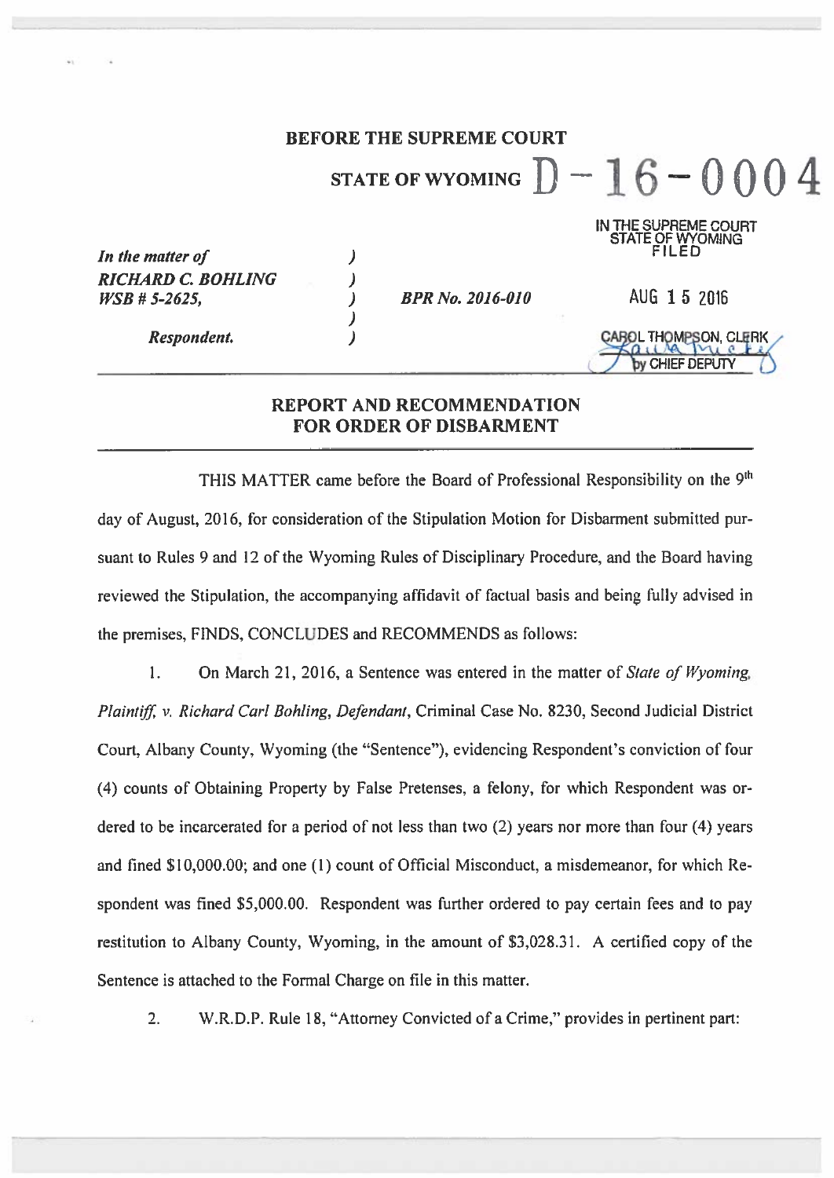**BEFORE THE SUPREME COURT**

**STATE OF WYOMING** D – 16 – 0004

IN THE SUPREME COURT
STATE OF WYOMING
FILED

AUG 15 2016

CAROL THOMPSON, CLERK
by CHIEF DEPUTY

| | | | |
|---|---|---|---|
| *In the matter of* | ) | | |
| *RICHARD C. BOHLING* | ) | | |
| *WSB # 5-2625,* | ) | *BPR No. 2016-010* | |
| | ) | | |
| *Respondent.* | ) | | |

**REPORT AND RECOMMENDATION FOR ORDER OF DISBARMENT**

THIS MATTER came before the Board of Professional Responsibility on the 9th day of August, 2016, for consideration of the Stipulation Motion for Disbarment submitted pursuant to Rules 9 and 12 of the Wyoming Rules of Disciplinary Procedure, and the Board having reviewed the Stipulation, the accompanying affidavit of factual basis and being fully advised in the premises, FINDS, CONCLUDES and RECOMMENDS as follows:

1. On March 21, 2016, a Sentence was entered in the matter of *State of Wyoming, Plaintiff, v. Richard Carl Bohling, Defendant*, Criminal Case No. 8230, Second Judicial District Court, Albany County, Wyoming (the "Sentence"), evidencing Respondent's conviction of four (4) counts of Obtaining Property by False Pretenses, a felony, for which Respondent was ordered to be incarcerated for a period of not less than two (2) years nor more than four (4) years and fined $10,000.00; and one (1) count of Official Misconduct, a misdemeanor, for which Respondent was fined $5,000.00. Respondent was further ordered to pay certain fees and to pay restitution to Albany County, Wyoming, in the amount of $3,028.31. A certified copy of the Sentence is attached to the Formal Charge on file in this matter.

2. W.R.D.P. Rule 18, "Attorney Convicted of a Crime," provides in pertinent part: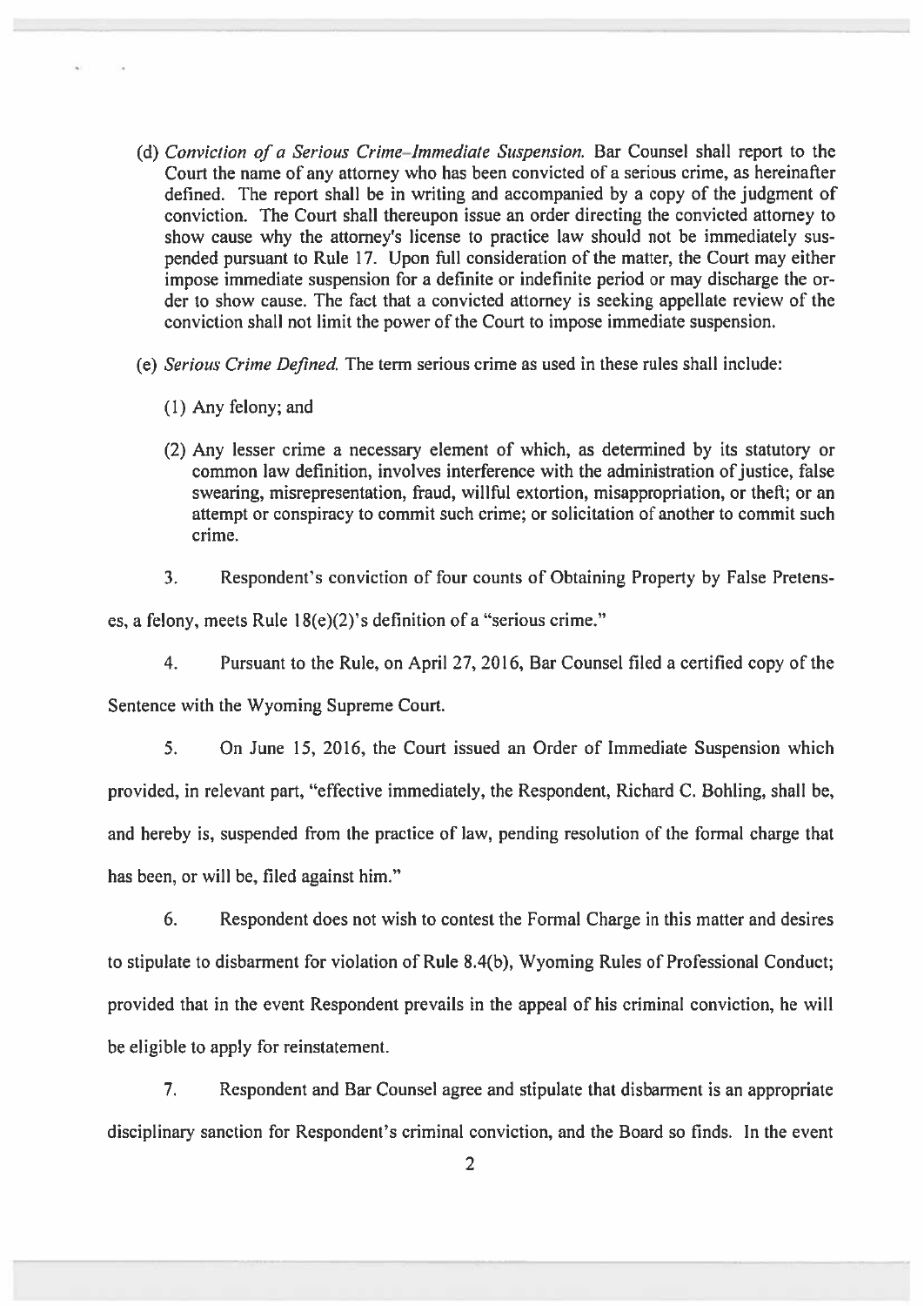(d) *Conviction of a Serious Crime–Immediate Suspension.* Bar Counsel shall report to the Court the name of any attorney who has been convicted of a serious crime, as hereinafter defined. The report shall be in writing and accompanied by a copy of the judgment of conviction. The Court shall thereupon issue an order directing the convicted attorney to show cause why the attorney's license to practice law should not be immediately suspended pursuant to Rule 17. Upon full consideration of the matter, the Court may either impose immediate suspension for a definite or indefinite period or may discharge the order to show cause. The fact that a convicted attorney is seeking appellate review of the conviction shall not limit the power of the Court to impose immediate suspension.

(e) *Serious Crime Defined.* The term serious crime as used in these rules shall include:

(1) Any felony; and

(2) Any lesser crime a necessary element of which, as determined by its statutory or common law definition, involves interference with the administration of justice, false swearing, misrepresentation, fraud, willful extortion, misappropriation, or theft; or an attempt or conspiracy to commit such crime; or solicitation of another to commit such crime.

3. Respondent's conviction of four counts of Obtaining Property by False Pretenses, a felony, meets Rule 18(e)(2)'s definition of a "serious crime."

4. Pursuant to the Rule, on April 27, 2016, Bar Counsel filed a certified copy of the Sentence with the Wyoming Supreme Court.

5. On June 15, 2016, the Court issued an Order of Immediate Suspension which provided, in relevant part, "effective immediately, the Respondent, Richard C. Bohling, shall be, and hereby is, suspended from the practice of law, pending resolution of the formal charge that has been, or will be, filed against him."

6. Respondent does not wish to contest the Formal Charge in this matter and desires to stipulate to disbarment for violation of Rule 8.4(b), Wyoming Rules of Professional Conduct; provided that in the event Respondent prevails in the appeal of his criminal conviction, he will be eligible to apply for reinstatement.

7. Respondent and Bar Counsel agree and stipulate that disbarment is an appropriate disciplinary sanction for Respondent's criminal conviction, and the Board so finds. In the event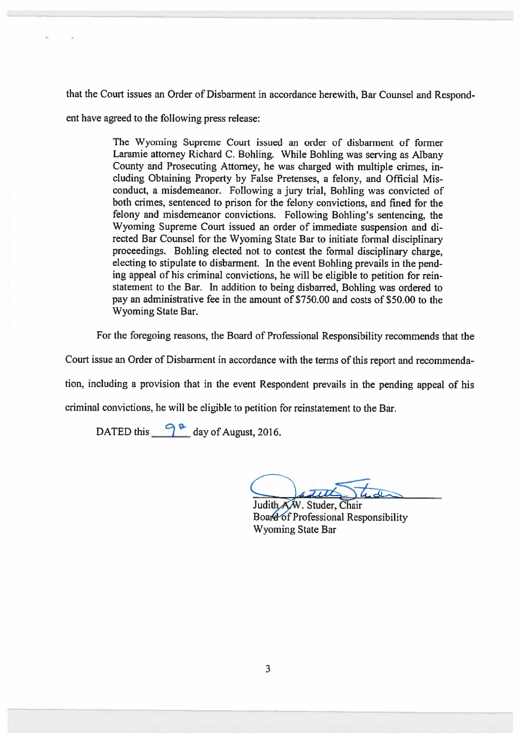that the Court issues an Order of Disbarment in accordance herewith, Bar Counsel and Respondent have agreed to the following press release:

> The Wyoming Supreme Court issued an order of disbarment of former Laramie attorney Richard C. Bohling. While Bohling was serving as Albany County and Prosecuting Attorney, he was charged with multiple crimes, including Obtaining Property by False Pretenses, a felony, and Official Misconduct, a misdemeanor. Following a jury trial, Bohling was convicted of both crimes, sentenced to prison for the felony convictions, and fined for the felony and misdemeanor convictions. Following Bohling's sentencing, the Wyoming Supreme Court issued an order of immediate suspension and directed Bar Counsel for the Wyoming State Bar to initiate formal disciplinary proceedings. Bohling elected not to contest the formal disciplinary charge, electing to stipulate to disbarment. In the event Bohling prevails in the pending appeal of his criminal convictions, he will be eligible to petition for reinstatement to the Bar. In addition to being disbarred, Bohling was ordered to pay an administrative fee in the amount of $750.00 and costs of $50.00 to the Wyoming State Bar.

For the foregoing reasons, the Board of Professional Responsibility recommends that the Court issue an Order of Disbarment in accordance with the terms of this report and recommendation, including a provision that in the event Respondent prevails in the pending appeal of his criminal convictions, he will be eligible to petition for reinstatement to the Bar.

DATED this 9th day of August, 2016.

Judith A.W. Studer, Chair
Board of Professional Responsibility
Wyoming State Bar